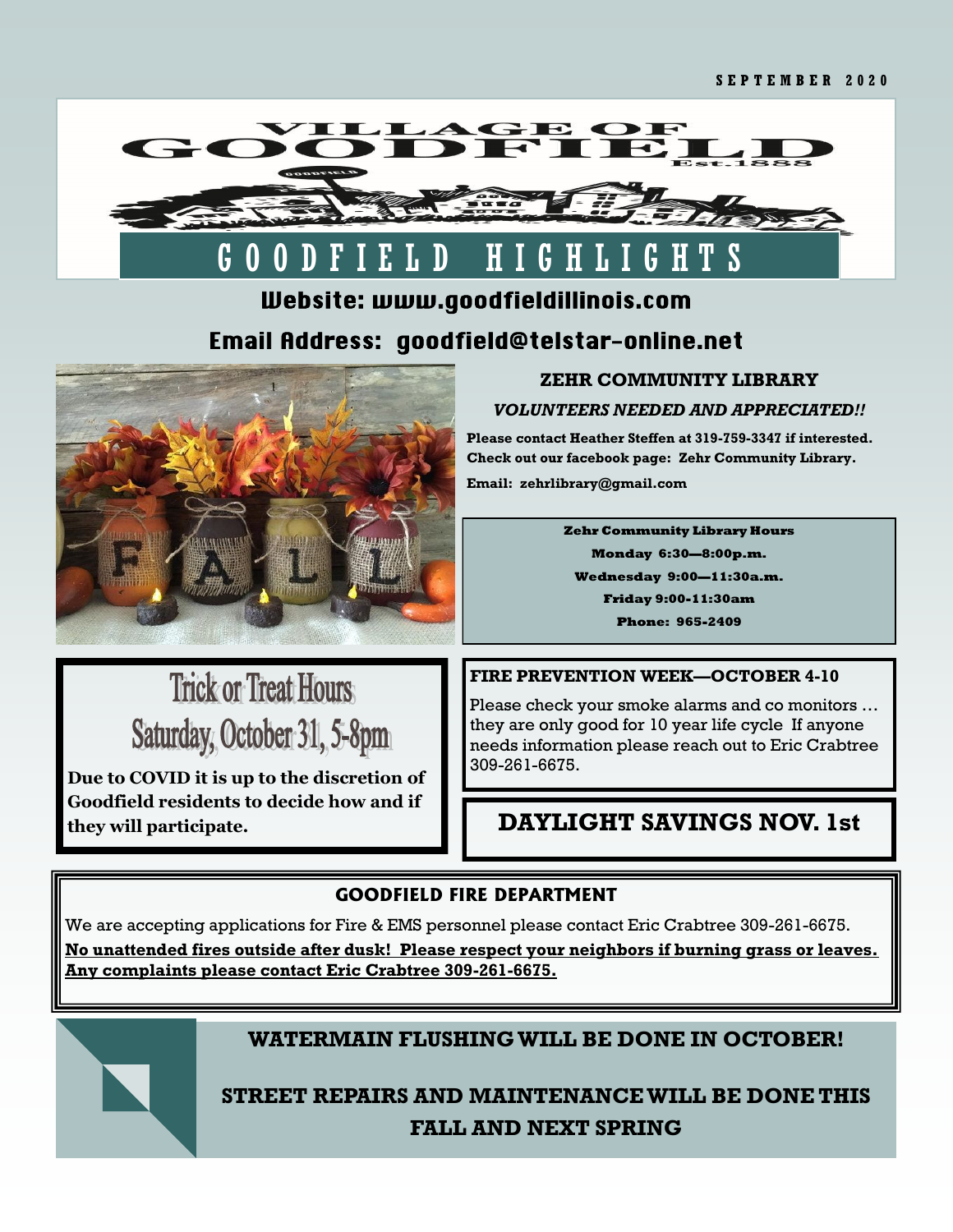SEPTEMBER 2020

# GOODFIELD HIGHLIGHTS

Website: www.goodfieldillinois.com

Email Address: goodfield@telstar-online.net

## ZEHR COMMUNITY LIBRARY

***VOLUNTEERS NEEDED AND APPRECIATED!!***

**Please contact Heather Steffen at 319-759-3347 if interested.**
**Check out our facebook page: Zehr Community Library.**

**Email: zehrlibrary@gmail.com**

**Zehr Community Library Hours**

**Monday 6:30—8:00p.m.**

**Wednesday 9:00—11:30a.m.**

**Friday 9:00-11:30am**

**Phone: 965-2409**

## Trick or Treat Hours
## Saturday, October 31, 5-8pm

**Due to COVID it is up to the discretion of Goodfield residents to decide how and if they will participate.**

## FIRE PREVENTION WEEK—OCTOBER 4-10

Please check your smoke alarms and co monitors … they are only good for 10 year life cycle If anyone needs information please reach out to Eric Crabtree 309-261-6675.

## DAYLIGHT SAVINGS NOV. 1st

## GOODFIELD FIRE DEPARTMENT

We are accepting applications for Fire & EMS personnel please contact Eric Crabtree 309-261-6675.

**No unattended fires outside after dusk! Please respect your neighbors if burning grass or leaves. Any complaints please contact Eric Crabtree 309-261-6675.**

## WATERMAIN FLUSHING WILL BE DONE IN OCTOBER!

## STREET REPAIRS AND MAINTENANCE WILL BE DONE THIS FALL AND NEXT SPRING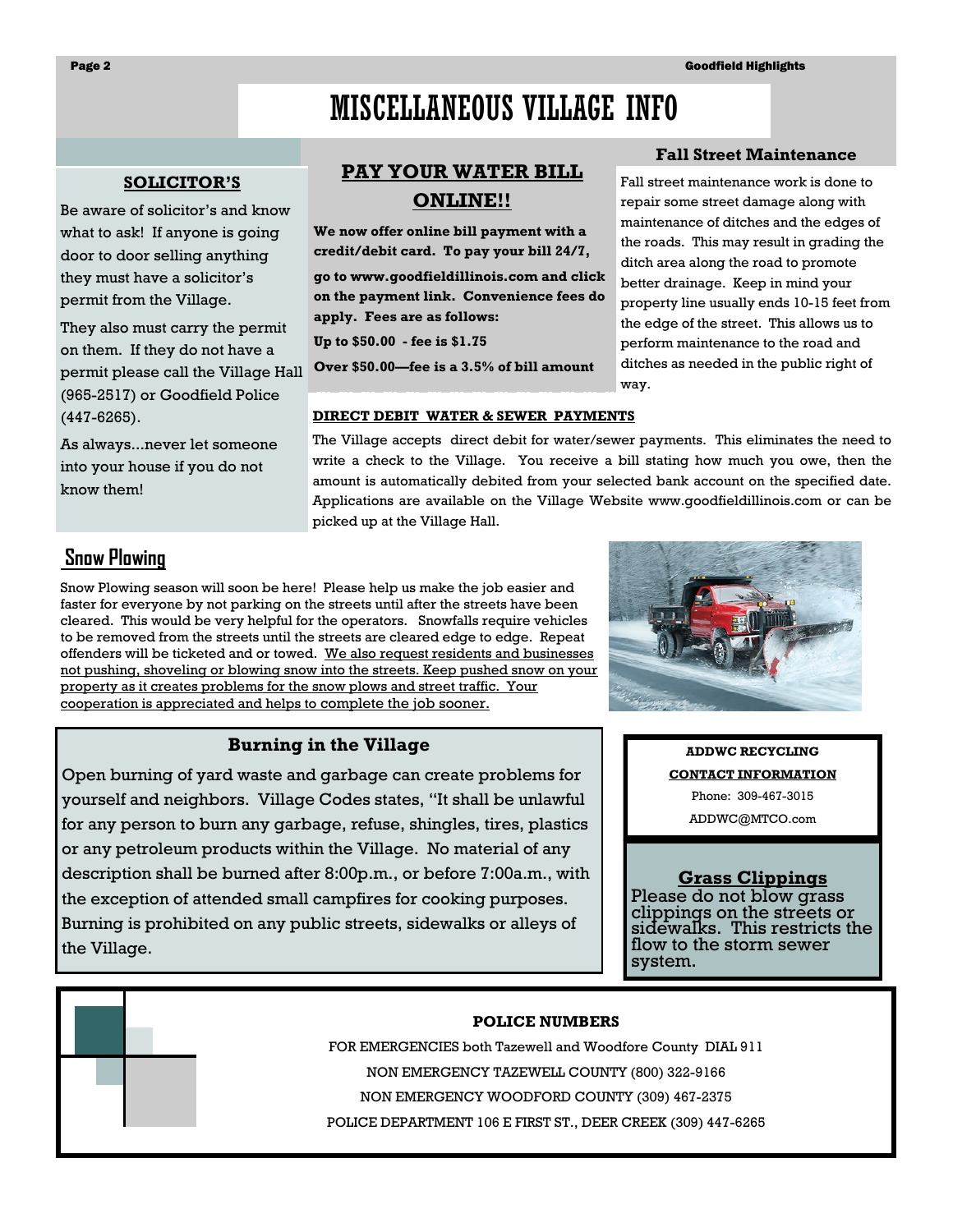# MISCELLANEOUS VILLAGE INFO

## SOLICITOR'S

Be aware of solicitor's and know what to ask! If anyone is going door to door selling anything they must have a solicitor's permit from the Village.

They also must carry the permit on them. If they do not have a permit please call the Village Hall (965-2517) or Goodfield Police (447-6265).

As always...never let someone into your house if you do not know them!

## PAY YOUR WATER BILL ONLINE!!

**We now offer online bill payment with a credit/debit card. To pay your bill 24/7,**

**go to www.goodfieldillinois.com and click on the payment link. Convenience fees do apply. Fees are as follows:**

**Up to $50.00 - fee is $1.75**

**Over $50.00—fee is a 3.5% of bill amount**

## Fall Street Maintenance

Fall street maintenance work is done to repair some street damage along with maintenance of ditches and the edges of the roads. This may result in grading the ditch area along the road to promote better drainage. Keep in mind your property line usually ends 10-15 feet from the edge of the street. This allows us to perform maintenance to the road and ditches as needed in the public right of way.

**DIRECT DEBIT WATER & SEWER PAYMENTS**

The Village accepts direct debit for water/sewer payments. This eliminates the need to write a check to the Village. You receive a bill stating how much you owe, then the amount is automatically debited from your selected bank account on the specified date. Applications are available on the Village Website www.goodfieldillinois.com or can be picked up at the Village Hall.

## Snow Plowing

Snow Plowing season will soon be here! Please help us make the job easier and faster for everyone by not parking on the streets until after the streets have been cleared. This would be very helpful for the operators. Snowfalls require vehicles to be removed from the streets until the streets are cleared edge to edge. Repeat offenders will be ticketed and or towed. We also request residents and businesses not pushing, shoveling or blowing snow into the streets. Keep pushed snow on your property as it creates problems for the snow plows and street traffic. Your cooperation is appreciated and helps to complete the job sooner.

## Burning in the Village

Open burning of yard waste and garbage can create problems for yourself and neighbors. Village Codes states, "It shall be unlawful for any person to burn any garbage, refuse, shingles, tires, plastics or any petroleum products within the Village. No material of any description shall be burned after 8:00p.m., or before 7:00a.m., with the exception of attended small campfires for cooking purposes. Burning is prohibited on any public streets, sidewalks or alleys of the Village.

**ADDWC RECYCLING**

**CONTACT INFORMATION**

Phone: 309-467-3015

ADDWC@MTCO.com

## Grass Clippings

Please do not blow grass clippings on the streets or sidewalks. This restricts the flow to the storm sewer system.

**POLICE NUMBERS**

FOR EMERGENCIES both Tazewell and Woodfore County DIAL 911

NON EMERGENCY TAZEWELL COUNTY (800) 322-9166

NON EMERGENCY WOODFORD COUNTY (309) 467-2375

POLICE DEPARTMENT 106 E FIRST ST., DEER CREEK (309) 447-6265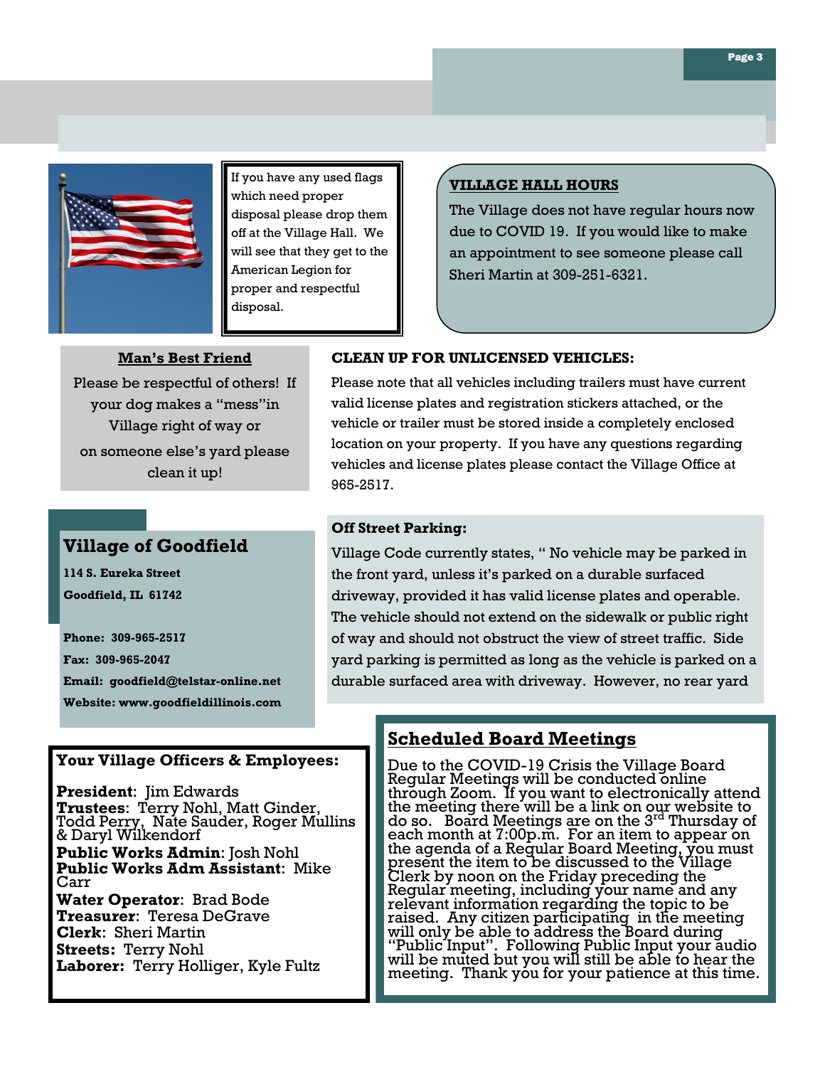If you have any used flags which need proper disposal please drop them off at the Village Hall. We will see that they get to the American Legion for proper and respectful disposal.

**VILLAGE HALL HOURS**

The Village does not have regular hours now due to COVID 19. If you would like to make an appointment to see someone please call Sheri Martin at 309-251-6321.

**Man's Best Friend**

Please be respectful of others! If your dog makes a "mess"in Village right of way or on someone else's yard please clean it up!

**CLEAN UP FOR UNLICENSED VEHICLES:**

Please note that all vehicles including trailers must have current valid license plates and registration stickers attached, or the vehicle or trailer must be stored inside a completely enclosed location on your property. If you have any questions regarding vehicles and license plates please contact the Village Office at 965-2517.

## Village of Goodfield

**114 S. Eureka Street**
**Goodfield, IL 61742**

**Phone: 309-965-2517**
**Fax: 309-965-2047**
**Email: goodfield@telstar-online.net**
**Website: www.goodfieldillinois.com**

**Off Street Parking:**

Village Code currently states, " No vehicle may be parked in the front yard, unless it's parked on a durable surfaced driveway, provided it has valid license plates and operable. The vehicle should not extend on the sidewalk or public right of way and should not obstruct the view of street traffic. Side yard parking is permitted as long as the vehicle is parked on a durable surfaced area with driveway. However, no rear yard

**Your Village Officers & Employees:**

**President**: Jim Edwards
**Trustees**: Terry Nohl, Matt Ginder, Todd Perry, Nate Sauder, Roger Mullins & Daryl Wilkendorf
**Public Works Admin**: Josh Nohl
**Public Works Adm Assistant**: Mike Carr
**Water Operator**: Brad Bode
**Treasurer**: Teresa DeGrave
**Clerk**: Sheri Martin
**Streets:** Terry Nohl
**Laborer:** Terry Holliger, Kyle Fultz

## Scheduled Board Meetings

Due to the COVID-19 Crisis the Village Board Regular Meetings will be conducted online through Zoom. If you want to electronically attend the meeting there will be a link on our website to do so. Board Meetings are on the 3rd Thursday of each month at 7:00p.m. For an item to appear on the agenda of a Regular Board Meeting, you must present the item to be discussed to the Village Clerk by noon on the Friday preceding the Regular meeting, including your name and any relevant information regarding the topic to be raised. Any citizen participating in the meeting will only be able to address the Board during "Public Input". Following Public Input your audio will be muted but you will still be able to hear the meeting. Thank you for your patience at this time.